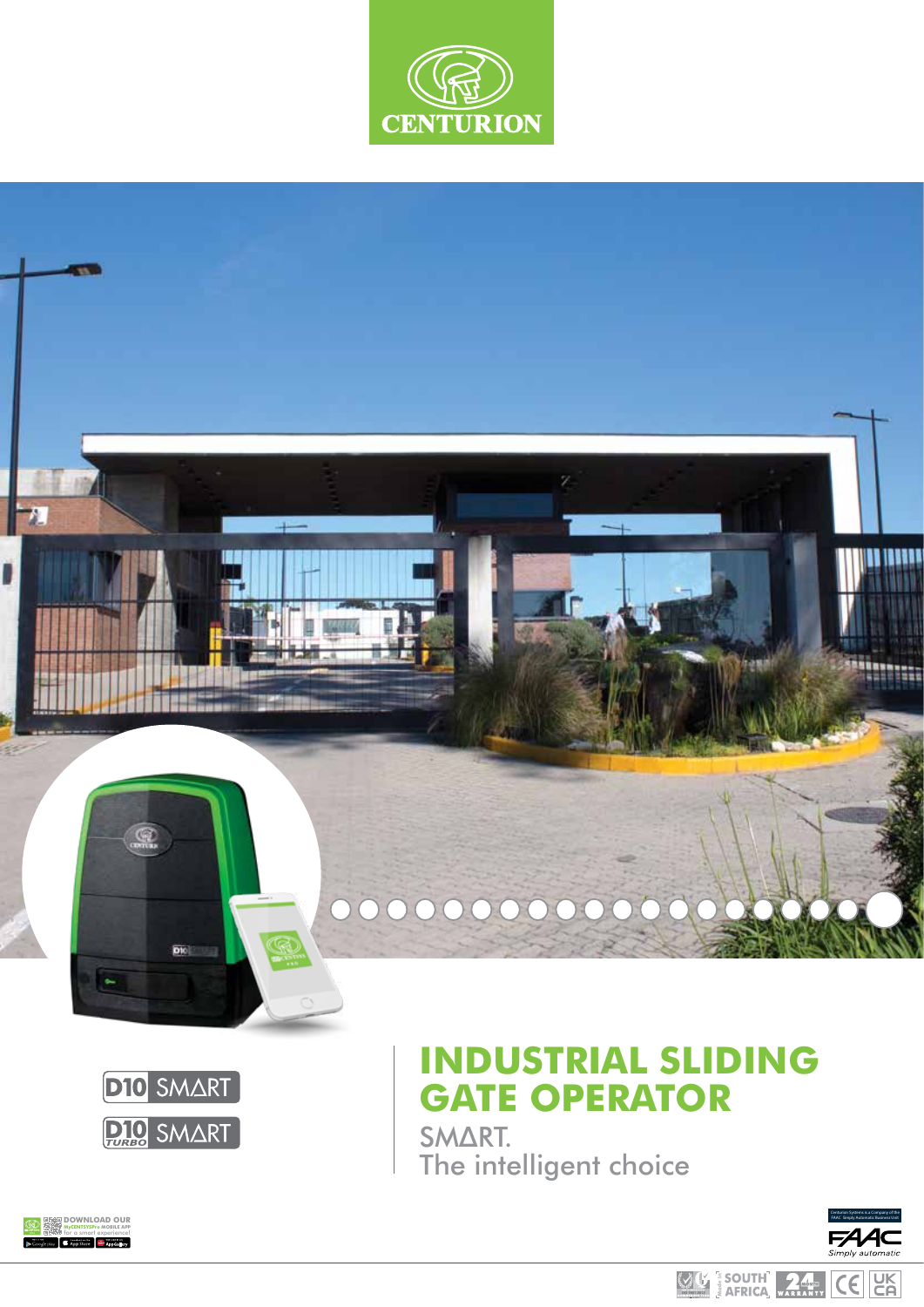CENTURION

D10 SMART

D10 TURBO SMART

# INDUSTRIAL SLIDING GATE OPERATOR

SMART.
The intelligent choice

DOWNLOAD OUR MyCENTSYSPro MOBILE APP for a smart experience!

Centurion Systems is a Company of the FAAC Simply Automatic Business Unit

FAAC Simply automatic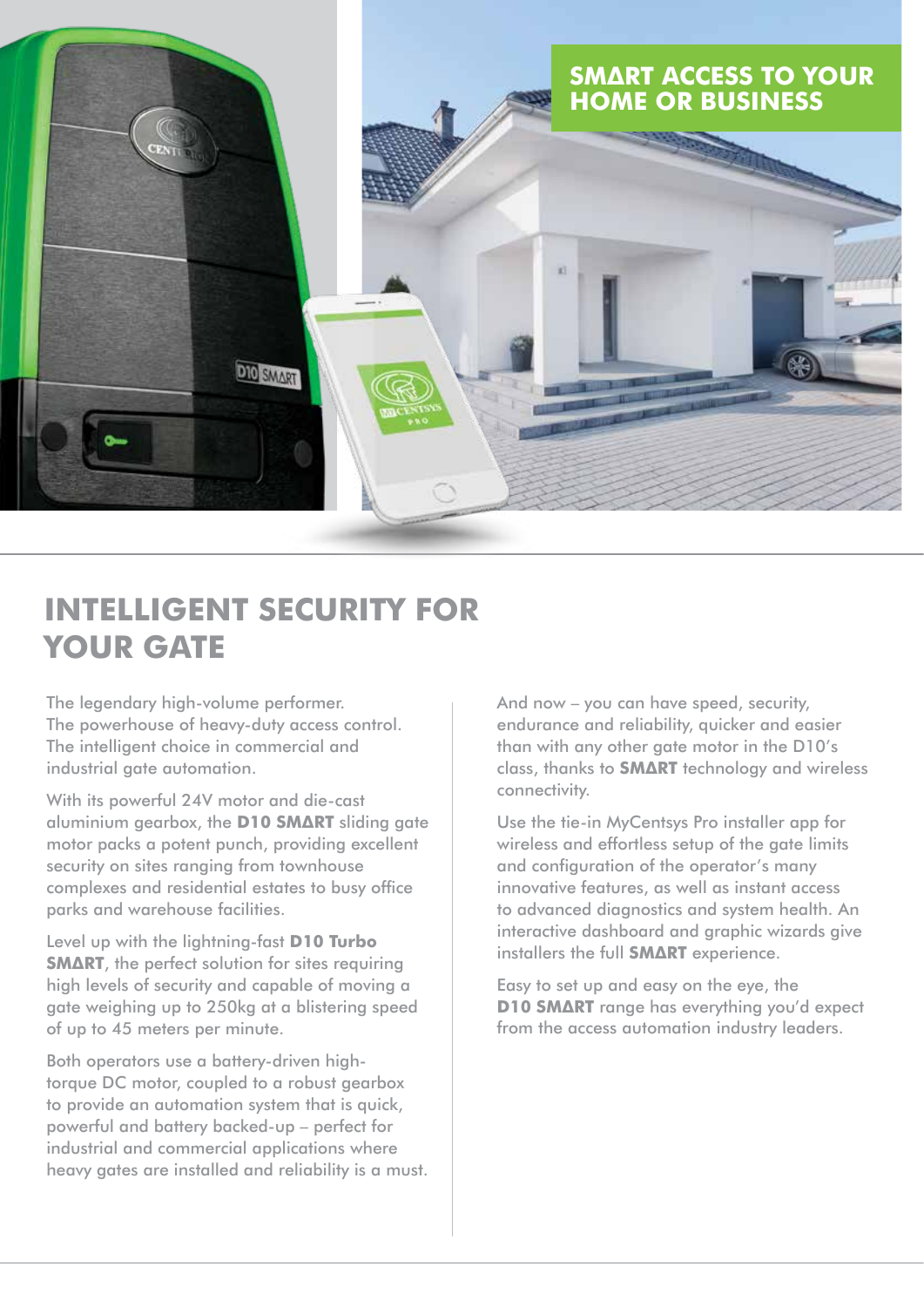## SMART ACCESS TO YOUR HOME OR BUSINESS

# INTELLIGENT SECURITY FOR YOUR GATE

The legendary high-volume performer. The powerhouse of heavy-duty access control. The intelligent choice in commercial and industrial gate automation.

With its powerful 24V motor and die-cast aluminium gearbox, the **D10 SMART** sliding gate motor packs a potent punch, providing excellent security on sites ranging from townhouse complexes and residential estates to busy office parks and warehouse facilities.

Level up with the lightning-fast **D10 Turbo SMART**, the perfect solution for sites requiring high levels of security and capable of moving a gate weighing up to 250kg at a blistering speed of up to 45 meters per minute.

Both operators use a battery-driven high-torque DC motor, coupled to a robust gearbox to provide an automation system that is quick, powerful and battery backed-up – perfect for industrial and commercial applications where heavy gates are installed and reliability is a must.

And now – you can have speed, security, endurance and reliability, quicker and easier than with any other gate motor in the D10's class, thanks to **SMART** technology and wireless connectivity.

Use the tie-in MyCentsys Pro installer app for wireless and effortless setup of the gate limits and configuration of the operator's many innovative features, as well as instant access to advanced diagnostics and system health. An interactive dashboard and graphic wizards give installers the full **SMART** experience.

Easy to set up and easy on the eye, the **D10 SMART** range has everything you'd expect from the access automation industry leaders.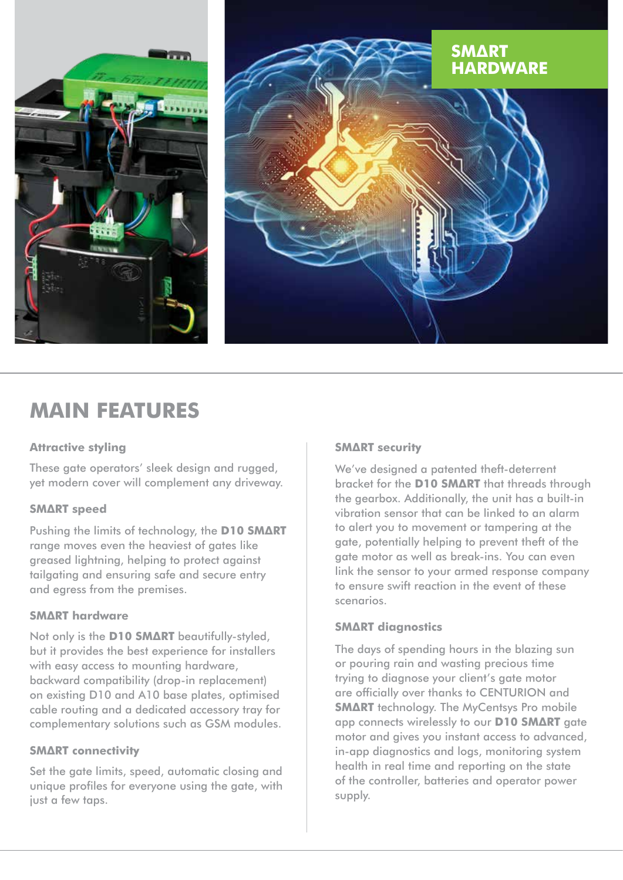## SMΔRT HARDWARE

# MAIN FEATURES

### Attractive styling

These gate operators' sleek design and rugged, yet modern cover will complement any driveway.

### SMΔRT speed

Pushing the limits of technology, the **D10 SMΔRT** range moves even the heaviest of gates like greased lightning, helping to protect against tailgating and ensuring safe and secure entry and egress from the premises.

### SMΔRT hardware

Not only is the **D10 SMΔRT** beautifully-styled, but it provides the best experience for installers with easy access to mounting hardware, backward compatibility (drop-in replacement) on existing D10 and A10 base plates, optimised cable routing and a dedicated accessory tray for complementary solutions such as GSM modules.

### SMΔRT connectivity

Set the gate limits, speed, automatic closing and unique profiles for everyone using the gate, with just a few taps.

### SMΔRT security

We've designed a patented theft-deterrent bracket for the **D10 SMΔRT** that threads through the gearbox. Additionally, the unit has a built-in vibration sensor that can be linked to an alarm to alert you to movement or tampering at the gate, potentially helping to prevent theft of the gate motor as well as break-ins. You can even link the sensor to your armed response company to ensure swift reaction in the event of these scenarios.

### SMΔRT diagnostics

The days of spending hours in the blazing sun or pouring rain and wasting precious time trying to diagnose your client's gate motor are officially over thanks to CENTURION and **SMΔRT** technology. The MyCentsys Pro mobile app connects wirelessly to our **D10 SMΔRT** gate motor and gives you instant access to advanced, in-app diagnostics and logs, monitoring system health in real time and reporting on the state of the controller, batteries and operator power supply.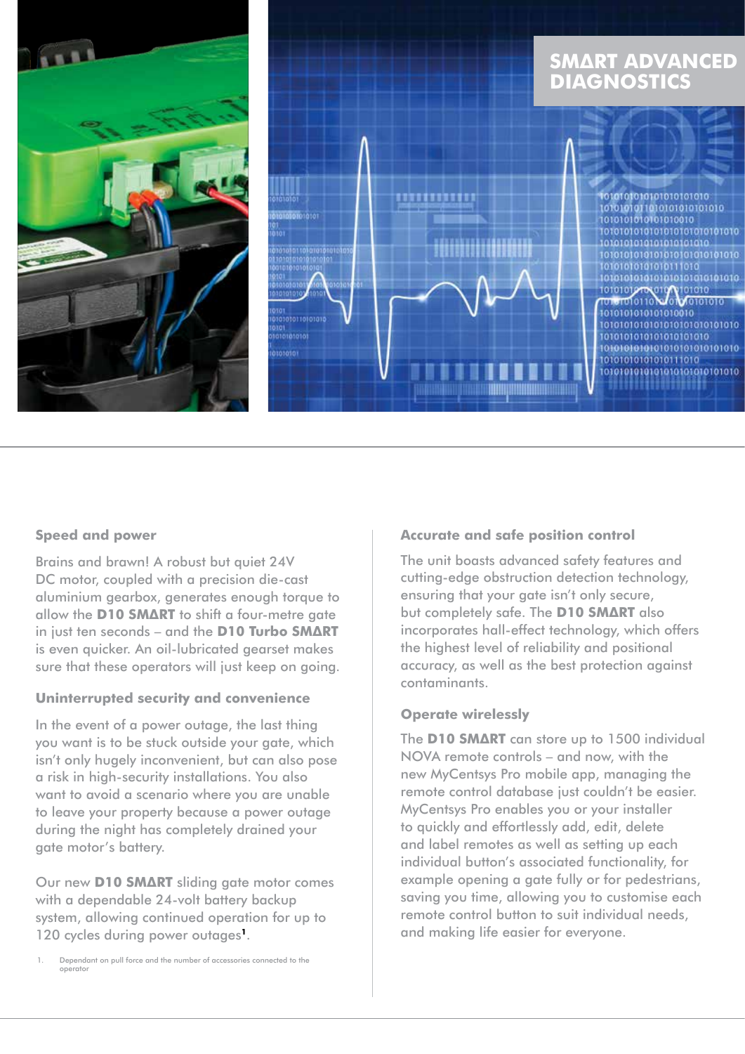## SMΔRT ADVANCED DIAGNOSTICS

### Speed and power

Brains and brawn! A robust but quiet 24V DC motor, coupled with a precision die-cast aluminium gearbox, generates enough torque to allow the **D10 SMΔRT** to shift a four-metre gate in just ten seconds – and the **D10 Turbo SMΔRT** is even quicker. An oil-lubricated gearset makes sure that these operators will just keep on going.

### Uninterrupted security and convenience

In the event of a power outage, the last thing you want is to be stuck outside your gate, which isn't only hugely inconvenient, but can also pose a risk in high-security installations. You also want to avoid a scenario where you are unable to leave your property because a power outage during the night has completely drained your gate motor's battery.

Our new **D10 SMΔRT** sliding gate motor comes with a dependable 24-volt battery backup system, allowing continued operation for up to 120 cycles during power outages[1].

1. Dependant on pull force and the number of accessories connected to the operator

### Accurate and safe position control

The unit boasts advanced safety features and cutting-edge obstruction detection technology, ensuring that your gate isn't only secure, but completely safe. The **D10 SMΔRT** also incorporates hall-effect technology, which offers the highest level of reliability and positional accuracy, as well as the best protection against contaminants.

### Operate wirelessly

The **D10 SMΔRT** can store up to 1500 individual NOVA remote controls – and now, with the new MyCentsys Pro mobile app, managing the remote control database just couldn't be easier. MyCentsys Pro enables you or your installer to quickly and effortlessly add, edit, delete and label remotes as well as setting up each individual button's associated functionality, for example opening a gate fully or for pedestrians, saving you time, allowing you to customise each remote control button to suit individual needs, and making life easier for everyone.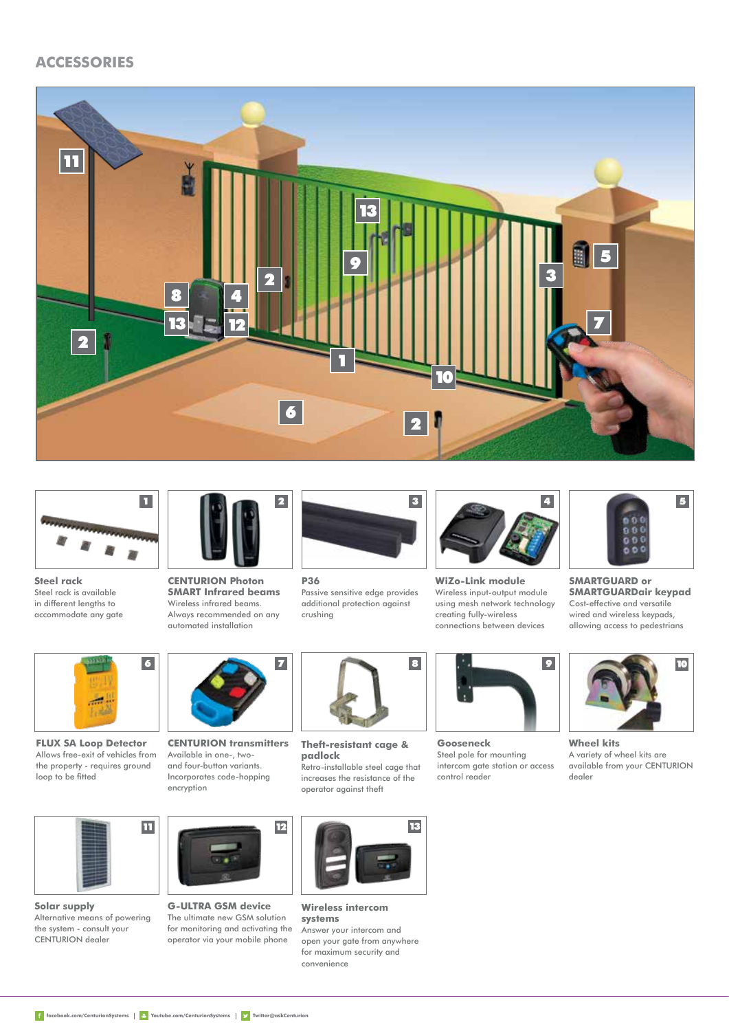## ACCESSORIES

**1 — Steel rack**
Steel rack is available in different lengths to accommodate any gate

**2 — CENTURION Photon SMART Infrared beams**
Wireless infrared beams. Always recommended on any automated installation

**3 — P36**
Passive sensitive edge provides additional protection against crushing

**4 — WiZo-Link module**
Wireless input-output module using mesh network technology creating fully-wireless connections between devices

**5 — SMARTGUARD or SMARTGUARDair keypad**
Cost-effective and versatile wired and wireless keypads, allowing access to pedestrians

**6 — FLUX SA Loop Detector**
Allows free-exit of vehicles from the property - requires ground loop to be fitted

**7 — CENTURION transmitters**
Available in one-, two- and four-button variants. Incorporates code-hopping encryption

**8 — Theft-resistant cage & padlock**
Retro-installable steel cage that increases the resistance of the operator against theft

**9 — Gooseneck**
Steel pole for mounting intercom gate station or access control reader

**10 — Wheel kits**
A variety of wheel kits are available from your CENTURION dealer

**11 — Solar supply**
Alternative means of powering the system - consult your CENTURION dealer

**12 — G-ULTRA GSM device**
The ultimate new GSM solution for monitoring and activating the operator via your mobile phone

**13 — Wireless intercom systems**
Answer your intercom and open your gate from anywhere for maximum security and convenience

facebook.com/CenturionSystems | Youtube.com/CenturionSystems | Twitter@askCenturion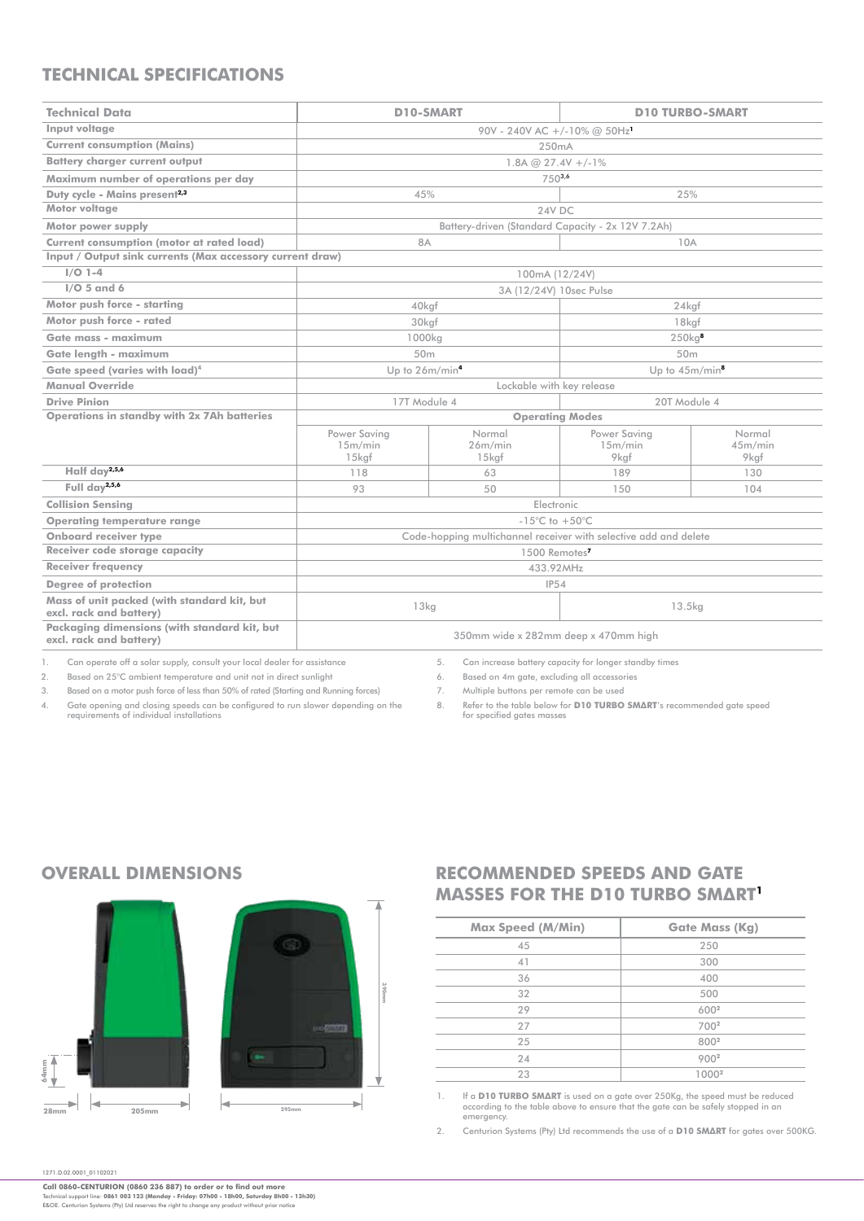## TECHNICAL SPECIFICATIONS

| Technical Data | D10-SMART | | D10 TURBO-SMART | |
|---|---|---|---|---|
| Input voltage | 90V - 240V AC +/-10% @ 50Hz[1] | | | |
| Current consumption (Mains) | 250mA | | | |
| Battery charger current output | 1.8A @ 27.4V +/-1% | | | |
| Maximum number of operations per day | 750[3,6] | | | |
| Duty cycle - Mains present[2,3] | 45% | | 25% | |
| Motor voltage | 24V DC | | | |
| Motor power supply | Battery-driven (Standard Capacity - 2x 12V 7.2Ah) | | | |
| Current consumption (motor at rated load) | 8A | | 10A | |
| Input / Output sink currents (Max accessory current draw) | | | | |
| I/O 1-4 | 100mA (12/24V) | | | |
| I/O 5 and 6 | 3A (12/24V) 10sec Pulse | | | |
| Motor push force - starting | 40kgf | | 24kgf | |
| Motor push force - rated | 30kgf | | 18kgf | |
| Gate mass - maximum | 1000kg | | 250kg[8] | |
| Gate length - maximum | 50m | | 50m | |
| Gate speed (varies with load)[4] | Up to 26m/min[4] | | Up to 45m/min[8] | |
| Manual Override | Lockable with key release | | | |
| Drive Pinion | 17T Module 4 | | 20T Module 4 | |
| Operations in standby with 2x 7Ah batteries | Operating Modes | | | |
| | Power Saving 15m/min 15kgf | Normal 26m/min 15kgf | Power Saving 15m/min 9kgf | Normal 45m/min 9kgf |
| Half day[2,5,6] | 118 | 63 | 189 | 130 |
| Full day[2,5,6] | 93 | 50 | 150 | 104 |
| Collision Sensing | Electronic | | | |
| Operating temperature range | -15°C to +50°C | | | |
| Onboard receiver type | Code-hopping multichannel receiver with selective add and delete | | | |
| Receiver code storage capacity | 1500 Remotes[7] | | | |
| Receiver frequency | 433.92MHz | | | |
| Degree of protection | IP54 | | | |
| Mass of unit packed (with standard kit, but excl. rack and battery) | 13kg | | 13.5kg | |
| Packaging dimensions (with standard kit, but excl. rack and battery) | 350mm wide x 282mm deep x 470mm high | | | |

1. Can operate off a solar supply, consult your local dealer for assistance
2. Based on 25°C ambient temperature and unit not in direct sunlight
3. Based on a motor push force of less than 50% of rated (Starting and Running forces)
4. Gate opening and closing speeds can be configured to run slower depending on the requirements of individual installations
5. Can increase battery capacity for longer standby times
6. Based on 4m gate, excluding all accessories
7. Multiple buttons per remote can be used
8. Refer to the table below for **D10 TURBO SMΔRT**'s recommended gate speed for specified gates masses

## OVERALL DIMENSIONS

64mm

28mm

205mm

295mm

390mm

## RECOMMENDED SPEEDS AND GATE MASSES FOR THE D10 TURBO SMΔRT[1]

| Max Speed (M/Min) | Gate Mass (Kg) |
|---|---|
| 45 | 250 |
| 41 | 300 |
| 36 | 400 |
| 32 | 500 |
| 29 | 600[2] |
| 27 | 700[2] |
| 25 | 800[2] |
| 24 | 900[2] |
| 23 | 1000[2] |

1. If a **D10 TURBO SMΔRT** is used on a gate over 250Kg, the speed must be reduced according to the table above to ensure that the gate can be safely stopped in an emergency.
2. Centurion Systems (Pty) Ltd recommends the use of a **D10 SMΔRT** for gates over 500KG.

1271.D.02.0001_01102021

**Call 0860-CENTURION (0860 236 887) to order or to find out more**
Technical support line: **0861 003 123 (Monday - Friday: 07h00 - 18h00, Saturday 8h00 - 13h30)**
E&OE. Centurion Systems (Pty) Ltd reserves the right to change any product without prior notice